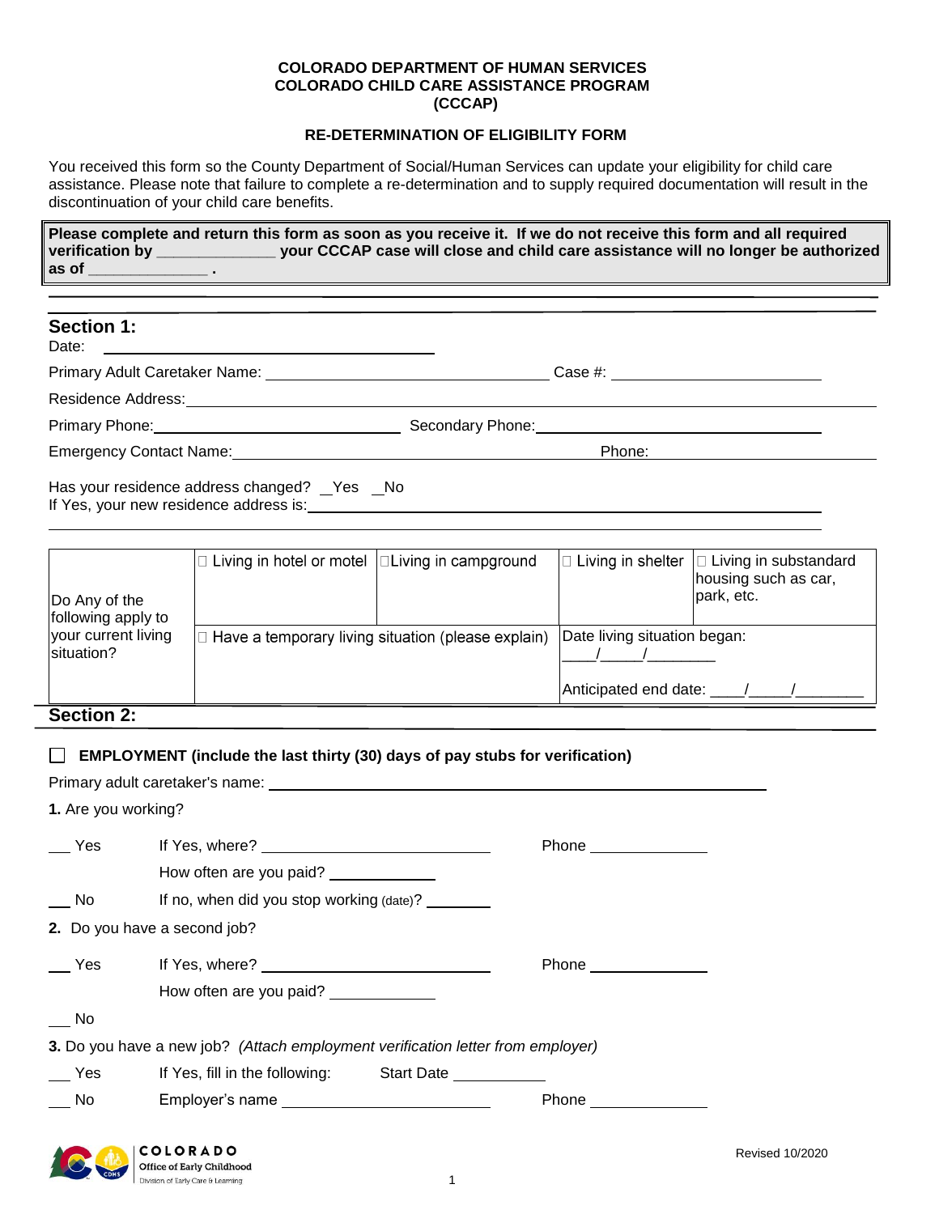**COLORADO DEPARTMENT OF HUMAN SERVICES**
**COLORADO CHILD CARE ASSISTANCE PROGRAM**
**(CCCAP)**

**RE-DETERMINATION OF ELIGIBILITY FORM**

You received this form so the County Department of Social/Human Services can update your eligibility for child care assistance. Please note that failure to complete a re-determination and to supply required documentation will result in the discontinuation of your child care benefits.

> **Please complete and return this form as soon as you receive it. If we do not receive this form and all required verification by _____________ your CCCAP case will close and child care assistance will no longer be authorized as of _____________ .**

## Section 1:

Date: ______________________________

Primary Adult Caretaker Name: ______________________________ Case #: ______________________

Residence Address: ____________________________________________________________

Primary Phone: ___________________________ Secondary Phone: ______________________________

Emergency Contact Name: ______________________________________ Phone: ______________________

Has your residence address changed? __Yes __No
If Yes, your new residence address is: ________________________________________________

________________________________________________________________________________

| Do Any of the following apply to your current living situation? | ☐ Living in hotel or motel | ☐ Living in campground | ☐ Living in shelter | ☐ Living in substandard housing such as car, park, etc. |
|---|---|---|---|---|
| | ☐ Have a temporary living situation (please explain) | | Date living situation began: ____/_____/________ Anticipated end date: ____/_____/________ | |

## Section 2:

☐ **EMPLOYMENT (include the last thirty (30) days of pay stubs for verification)**

Primary adult caretaker's name: ________________________________________________

**1.** Are you working?

___ Yes    If Yes, where? ___________________________    Phone _____________

           How often are you paid? ____________

___ No     If no, when did you stop working (date)? ________

**2.** Do you have a second job?

___ Yes    If Yes, where? ___________________________    Phone _____________

           How often are you paid? ____________

___ No

**3.** Do you have a new job? *(Attach employment verification letter from employer)*

___ Yes    If Yes, fill in the following:    Start Date ___________

___ No     Employer's name _______________________    Phone _____________

COLORADO Office of Early Childhood
Division of Early Care & Learning

Revised 10/2020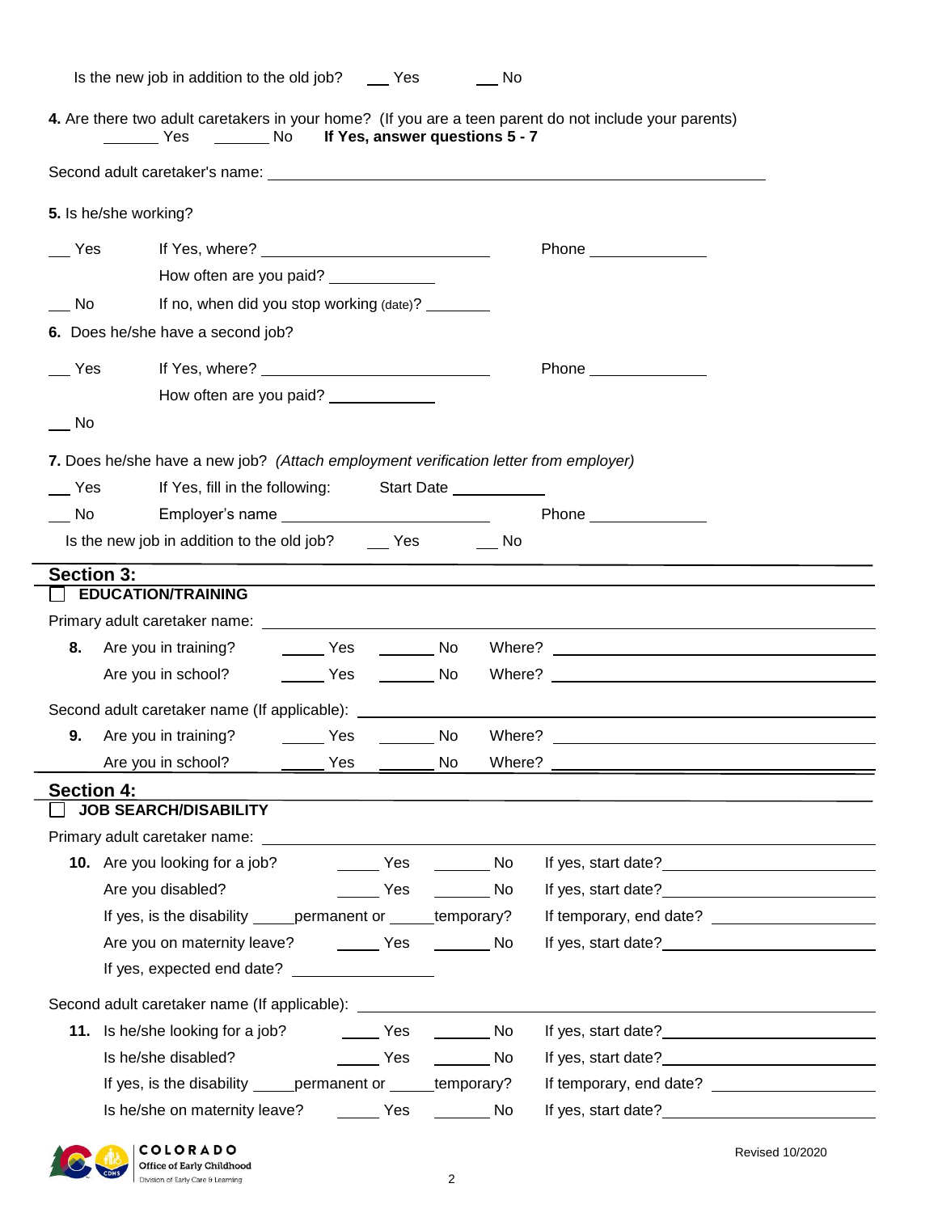Is the new job in addition to the old job? ___ Yes ___ No

**4.** Are there two adult caretakers in your home? (If you are a teen parent do not include your parents)
_______ Yes _______ No **If Yes, answer questions 5 - 7**

Second adult caretaker's name: ______________________________________________

**5.** Is he/she working?

___ Yes If Yes, where? ______________________________ Phone ______________

How often are you paid? _____________

___ No If no, when did you stop working (date)? ________

**6.** Does he/she have a second job?

___ Yes If Yes, where? ______________________________ Phone ______________

How often are you paid? _____________

___ No

***7.*** Does he/she have a new job? *(Attach employment verification letter from employer)*

___ Yes If Yes, fill in the following: Start Date ____________

___ No Employer's name __________________________ Phone ______________

Is the new job in addition to the old job? ___ Yes ___ No

## Section 3:

☐ **EDUCATION/TRAINING**

Primary adult caretaker name: ______________________________________________

**8.** Are you in training? _____ Yes _______ No Where? ______________________________

Are you in school? _____ Yes _______ No Where? ______________________________

Second adult caretaker name (If applicable): ______________________________________________

**9.** Are you in training? _____ Yes _______ No Where? ______________________________

Are you in school? _____ Yes _______ No Where? ______________________________

## Section 4:

☐ **JOB SEARCH/DISABILITY**

Primary adult caretaker name: ______________________________________________

**10.** Are you looking for a job? _____ Yes _______ No If yes, start date? ________________

Are you disabled? _____ Yes _______ No If yes, start date? ________________

If yes, is the disability _____permanent or _____temporary? If temporary, end date? ________________

Are you on maternity leave? _____ Yes _______ No If yes, start date? ________________

If yes, expected end date? ________________

Second adult caretaker name (If applicable): ______________________________________________

**11.** Is he/she looking for a job? _____ Yes _______ No If yes, start date? ________________

Is he/she disabled? _____ Yes _______ No If yes, start date? ________________

If yes, is the disability _____permanent or _____temporary? If temporary, end date? ________________

Is he/she on maternity leave? _____ Yes _______ No If yes, start date? ________________

COLORADO Office of Early Childhood
Division of Early Care & Learning

Revised 10/2020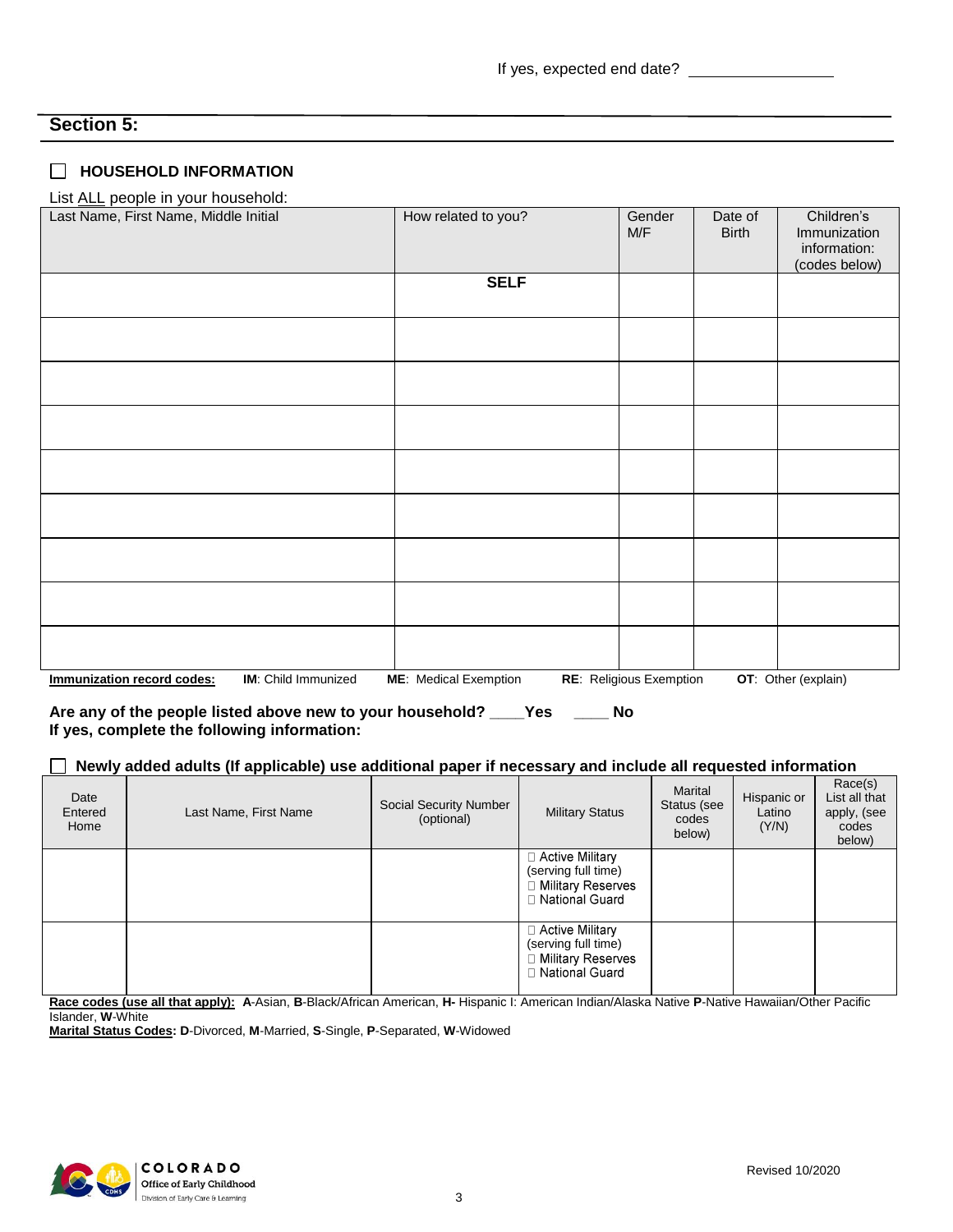If yes, expected end date? ________________

## Section 5:

☐ **HOUSEHOLD INFORMATION**

List ALL people in your household:

| Last Name, First Name, Middle Initial | How related to you? | Gender M/F | Date of Birth | Children's Immunization information: (codes below) |
|---|---|---|---|---|
| | **SELF** | | | |
| | | | | |
| | | | | |
| | | | | |
| | | | | |
| | | | | |
| | | | | |
| | | | | |
| | | | | |

**Immunization record codes:** **IM**: Child Immunized **ME**: Medical Exemption **RE**: Religious Exemption **OT**: Other (explain)

**Are any of the people listed above new to your household? ____Yes ____ No**
**If yes, complete the following information:**

☐ **Newly added adults (If applicable) use additional paper if necessary and include all requested information**

| Date Entered Home | Last Name, First Name | Social Security Number (optional) | Military Status | Marital Status (see codes below) | Hispanic or Latino (Y/N) | Race(s) List all that apply, (see codes below) |
|---|---|---|---|---|---|---|
| | | | ☐ Active Military (serving full time)<br>☐ Military Reserves<br>☐ National Guard | | | |
| | | | ☐ Active Military (serving full time)<br>☐ Military Reserves<br>☐ National Guard | | | |

**Race codes (use all that apply):** **A**-Asian, **B**-Black/African American, **H-** Hispanic I: American Indian/Alaska Native **P**-Native Hawaiian/Other Pacific Islander, **W**-White
**Marital Status Codes: D**-Divorced, **M**-Married, **S**-Single, **P**-Separated, **W**-Widowed

COLORADO Office of Early Childhood Division of Early Care & Learning

Revised 10/2020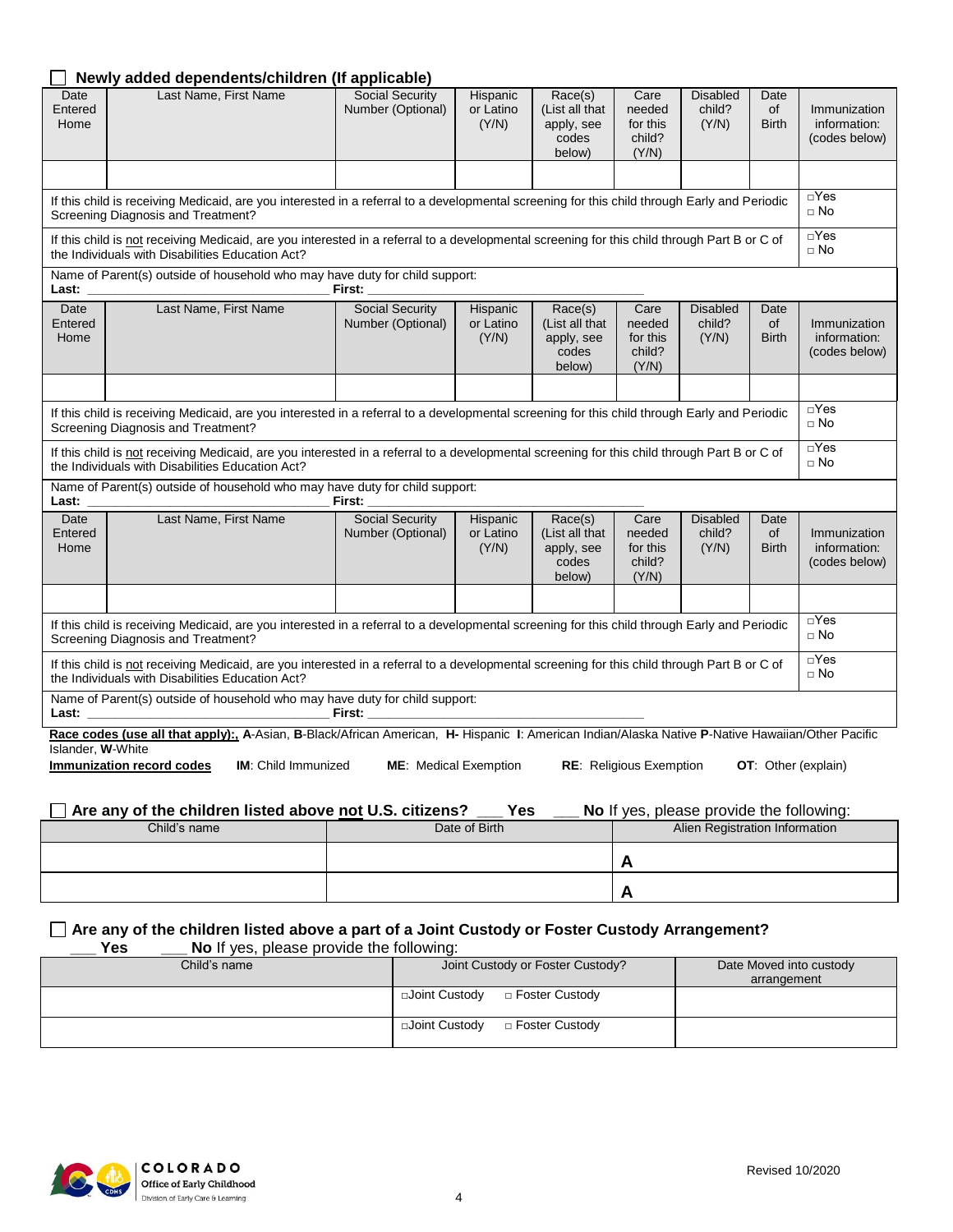☐ **Newly added dependents/children (If applicable)**

| Date Entered Home | Last Name, First Name | Social Security Number (Optional) | Hispanic or Latino (Y/N) | Race(s) (List all that apply, see codes below) | Care needed for this child? (Y/N) | Disabled child? (Y/N) | Date of Birth | Immunization information: (codes below) |
|---|---|---|---|---|---|---|---|---|
| | | | | | | | | |

| | |
|---|---|
| If this child is receiving Medicaid, are you interested in a referral to a developmental screening for this child through Early and Periodic Screening Diagnosis and Treatment? | □Yes □ No |
| If this child is not receiving Medicaid, are you interested in a referral to a developmental screening for this child through Part B or C of the Individuals with Disabilities Education Act? | □Yes □ No |

Name of Parent(s) outside of household who may have duty for child support:
**Last:** ______________________ **First:** ______________________

| Date Entered Home | Last Name, First Name | Social Security Number (Optional) | Hispanic or Latino (Y/N) | Race(s) (List all that apply, see codes below) | Care needed for this child? (Y/N) | Disabled child? (Y/N) | Date of Birth | Immunization information: (codes below) |
|---|---|---|---|---|---|---|---|---|
| | | | | | | | | |

| | |
|---|---|
| If this child is receiving Medicaid, are you interested in a referral to a developmental screening for this child through Early and Periodic Screening Diagnosis and Treatment? | □Yes □ No |
| If this child is not receiving Medicaid, are you interested in a referral to a developmental screening for this child through Part B or C of the Individuals with Disabilities Education Act? | □Yes □ No |

Name of Parent(s) outside of household who may have duty for child support:
**Last:** ______________________ **First:** ______________________

| Date Entered Home | Last Name, First Name | Social Security Number (Optional) | Hispanic or Latino (Y/N) | Race(s) (List all that apply, see codes below) | Care needed for this child? (Y/N) | Disabled child? (Y/N) | Date of Birth | Immunization information: (codes below) |
|---|---|---|---|---|---|---|---|---|
| | | | | | | | | |

| | |
|---|---|
| If this child is receiving Medicaid, are you interested in a referral to a developmental screening for this child through Early and Periodic Screening Diagnosis and Treatment? | □Yes □ No |
| If this child is not receiving Medicaid, are you interested in a referral to a developmental screening for this child through Part B or C of the Individuals with Disabilities Education Act? | □Yes □ No |

Name of Parent(s) outside of household who may have duty for child support:
**Last:** ______________________ **First:** ______________________

**Race codes (use all that apply):, A**-Asian, **B**-Black/African American, **H-** Hispanic **I**: American Indian/Alaska Native **P**-Native Hawaiian/Other Pacific Islander, **W**-White

**Immunization record codes** **IM**: Child Immunized **ME**: Medical Exemption **RE**: Religious Exemption **OT**: Other (explain)

☐ **Are any of the children listed above not U.S. citizens? ___ Yes ___ No** If yes, please provide the following:

| Child's name | Date of Birth | Alien Registration Information |
|---|---|---|
| | | **A** |
| | | **A** |

☐ **Are any of the children listed above a part of a Joint Custody or Foster Custody Arrangement?**
**___ Yes ___ No** If yes, please provide the following:

| Child's name | Joint Custody or Foster Custody? | Date Moved into custody arrangement |
|---|---|---|
| | □Joint Custody □ Foster Custody | |
| | □Joint Custody □ Foster Custody | |

Revised 10/2020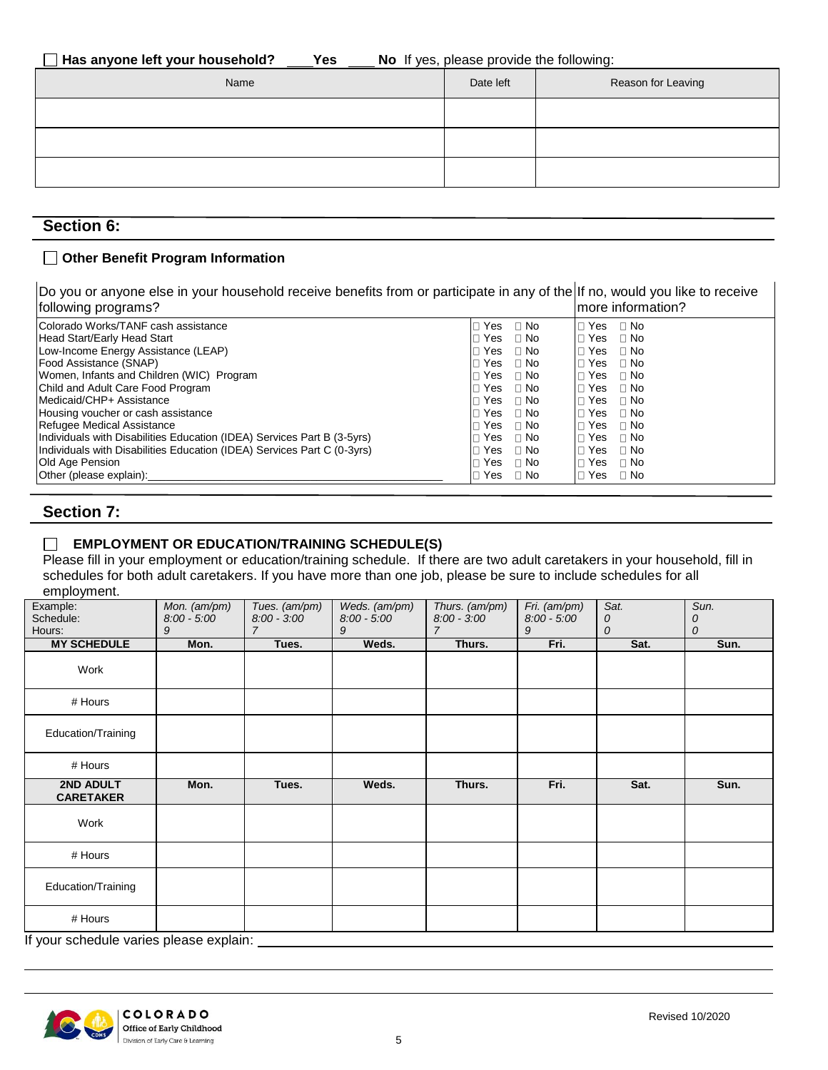☐ **Has anyone left your household?** \_\_\_\_**Yes** \_\_\_\_ **No** If yes, please provide the following:

| Name | Date left | Reason for Leaving |
|---|---|---|
| | | |
| | | |
| | | |

## Section 6:

☐ **Other Benefit Program Information**

| Do you or anyone else in your household receive benefits from or participate in any of the following programs? | | If no, would you like to receive more information? |
|---|---|---|
| Colorado Works/TANF cash assistance | ☐ Yes ☐ No | ☐ Yes ☐ No |
| Head Start/Early Head Start | ☐ Yes ☐ No | ☐ Yes ☐ No |
| Low-Income Energy Assistance (LEAP) | ☐ Yes ☐ No | ☐ Yes ☐ No |
| Food Assistance (SNAP) | ☐ Yes ☐ No | ☐ Yes ☐ No |
| Women, Infants and Children (WIC) Program | ☐ Yes ☐ No | ☐ Yes ☐ No |
| Child and Adult Care Food Program | ☐ Yes ☐ No | ☐ Yes ☐ No |
| Medicaid/CHP+ Assistance | ☐ Yes ☐ No | ☐ Yes ☐ No |
| Housing voucher or cash assistance | ☐ Yes ☐ No | ☐ Yes ☐ No |
| Refugee Medical Assistance | ☐ Yes ☐ No | ☐ Yes ☐ No |
| Individuals with Disabilities Education (IDEA) Services Part B (3-5yrs) | ☐ Yes ☐ No | ☐ Yes ☐ No |
| Individuals with Disabilities Education (IDEA) Services Part C (0-3yrs) | ☐ Yes ☐ No | ☐ Yes ☐ No |
| Old Age Pension | ☐ Yes ☐ No | ☐ Yes ☐ No |
| Other (please explain):\_\_\_\_\_\_\_\_\_\_\_\_\_\_\_\_\_\_\_\_\_\_\_\_\_\_\_\_\_\_\_\_\_\_\_\_ | ☐ Yes ☐ No | ☐ Yes ☐ No |

## Section 7:

☐ **EMPLOYMENT OR EDUCATION/TRAINING SCHEDULE(S)**

Please fill in your employment or education/training schedule. If there are two adult caretakers in your household, fill in schedules for both adult caretakers. If you have more than one job, please be sure to include schedules for all employment.

| Example: Schedule: Hours: | *Mon. (am/pm) 8:00 - 5:00 9* | *Tues. (am/pm) 8:00 - 3:00 7* | *Weds. (am/pm) 8:00 - 5:00 9* | *Thurs. (am/pm) 8:00 - 3:00 7* | *Fri. (am/pm) 8:00 - 5:00 9* | *Sat. 0 0* | *Sun. 0 0* |
|---|---|---|---|---|---|---|---|
| **MY SCHEDULE** | **Mon.** | **Tues.** | **Weds.** | **Thurs.** | **Fri.** | **Sat.** | **Sun.** |
| Work | | | | | | | |
| # Hours | | | | | | | |
| Education/Training | | | | | | | |
| # Hours | | | | | | | |
| **2ND ADULT CARETAKER** | **Mon.** | **Tues.** | **Weds.** | **Thurs.** | **Fri.** | **Sat.** | **Sun.** |
| Work | | | | | | | |
| # Hours | | | | | | | |
| Education/Training | | | | | | | |
| # Hours | | | | | | | |

If your schedule varies please explain: \_\_\_\_\_\_\_\_\_\_\_\_\_\_\_\_\_\_\_\_\_\_\_\_\_\_\_\_\_\_\_\_\_\_\_\_\_\_\_\_\_\_\_\_\_\_\_\_

\_\_\_\_\_\_\_\_\_\_\_\_\_\_\_\_\_\_\_\_\_\_\_\_\_\_\_\_\_\_\_\_\_\_\_\_\_\_\_\_\_\_\_\_\_\_\_\_\_\_\_\_\_\_\_\_\_\_\_\_\_\_\_\_\_\_\_\_\_\_\_\_\_\_\_\_\_\_\_\_\_\_\_\_

\_\_\_\_\_\_\_\_\_\_\_\_\_\_\_\_\_\_\_\_\_\_\_\_\_\_\_\_\_\_\_\_\_\_\_\_\_\_\_\_\_\_\_\_\_\_\_\_\_\_\_\_\_\_\_\_\_\_\_\_\_\_\_\_\_\_\_\_\_\_\_\_\_\_\_\_\_\_\_\_\_\_\_\_

COLORADO Office of Early Childhood
Division of Early Care & Learning

Revised 10/2020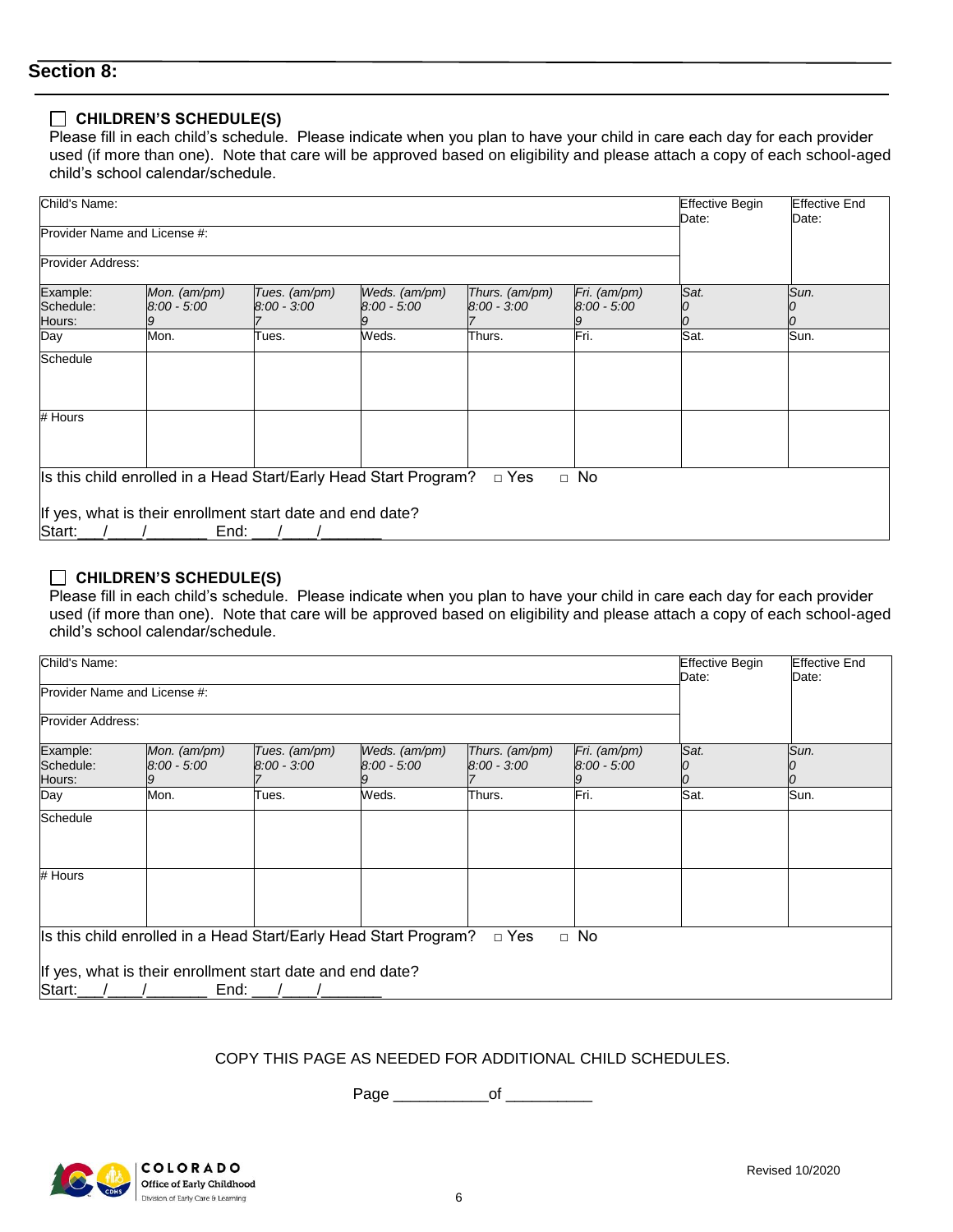## Section 8:

☐ **CHILDREN'S SCHEDULE(S)**

Please fill in each child's schedule. Please indicate when you plan to have your child in care each day for each provider used (if more than one). Note that care will be approved based on eligibility and please attach a copy of each school-aged child's school calendar/schedule.

| Child's Name: | | | | | | Effective Begin Date: | Effective End Date: |
|---|---|---|---|---|---|---|---|
| Provider Name and License #: | | | | | | | |
| Provider Address: | | | | | | | |
| *Example:* Schedule: Hours: | *Mon. (am/pm)* *8:00 - 5:00* *9* | *Tues. (am/pm)* *8:00 - 3:00* *7* | *Weds. (am/pm)* *8:00 - 5:00* *9* | *Thurs. (am/pm)* *8:00 - 3:00* *7* | *Fri. (am/pm)* *8:00 - 5:00* *9* | *Sat.* *0* *0* | *Sun.* *0* *0* |
| Day | Mon. | Tues. | Weds. | Thurs. | Fri. | Sat. | Sun. |
| Schedule | | | | | | | |
| # Hours | | | | | | | |

Is this child enrolled in a Head Start/Early Head Start Program? □ Yes □ No

If yes, what is their enrollment start date and end date?
Start:___/____/_______ End: ___/____/_______

☐ **CHILDREN'S SCHEDULE(S)**

Please fill in each child's schedule. Please indicate when you plan to have your child in care each day for each provider used (if more than one). Note that care will be approved based on eligibility and please attach a copy of each school-aged child's school calendar/schedule.

| Child's Name: | | | | | | Effective Begin Date: | Effective End Date: |
|---|---|---|---|---|---|---|---|
| Provider Name and License #: | | | | | | | |
| Provider Address: | | | | | | | |
| *Example:* Schedule: Hours: | *Mon. (am/pm)* *8:00 - 5:00* *9* | *Tues. (am/pm)* *8:00 - 3:00* *7* | *Weds. (am/pm)* *8:00 - 5:00* *9* | *Thurs. (am/pm)* *8:00 - 3:00* *7* | *Fri. (am/pm)* *8:00 - 5:00* *9* | *Sat.* *0* *0* | *Sun.* *0* *0* |
| Day | Mon. | Tues. | Weds. | Thurs. | Fri. | Sat. | Sun. |
| Schedule | | | | | | | |
| # Hours | | | | | | | |

Is this child enrolled in a Head Start/Early Head Start Program? □ Yes □ No

If yes, what is their enrollment start date and end date?
Start:___/____/_______ End: ___/____/_______

COPY THIS PAGE AS NEEDED FOR ADDITIONAL CHILD SCHEDULES.

Page ___________of __________

COLORADO Office of Early Childhood Division of Early Care & Learning

Revised 10/2020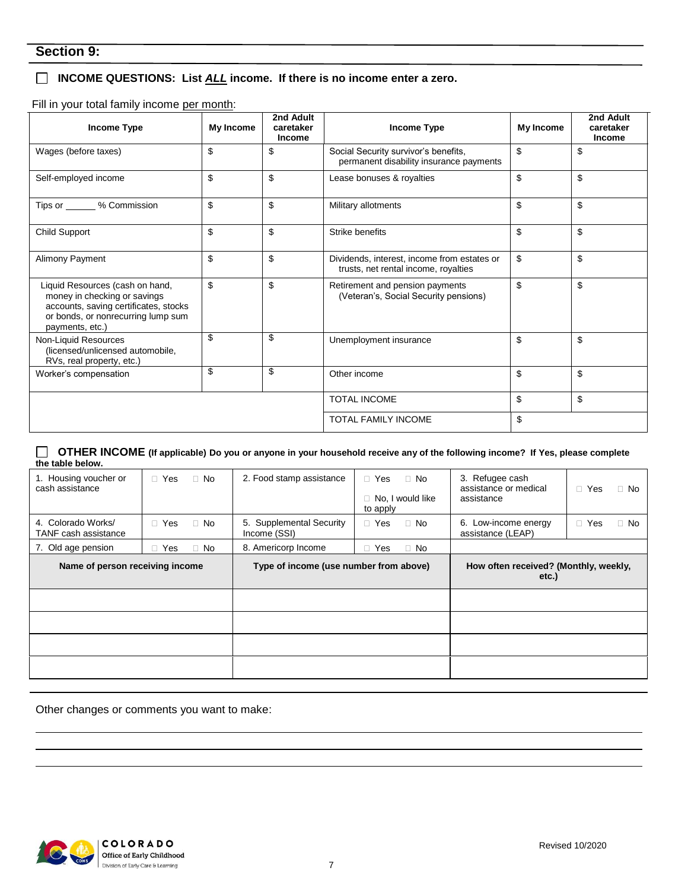## Section 9:

☐ **INCOME QUESTIONS: List *ALL* income. If there is no income enter a zero.**

Fill in your total family income per month:

| Income Type | My Income | 2nd Adult caretaker Income | Income Type | My Income | 2nd Adult caretaker Income |
|---|---|---|---|---|---|
| Wages (before taxes) | $ | $ | Social Security survivor's benefits, permanent disability insurance payments | $ | $ |
| Self-employed income | $ | $ | Lease bonuses & royalties | $ | $ |
| Tips or ______ % Commission | $ | $ | Military allotments | $ | $ |
| Child Support | $ | $ | Strike benefits | $ | $ |
| Alimony Payment | $ | $ | Dividends, interest, income from estates or trusts, net rental income, royalties | $ | $ |
| Liquid Resources (cash on hand, money in checking or savings accounts, saving certificates, stocks or bonds, or nonrecurring lump sum payments, etc.) | $ | $ | Retirement and pension payments (Veteran's, Social Security pensions) | $ | $ |
| Non-Liquid Resources (licensed/unlicensed automobile, RVs, real property, etc.) | $ | $ | Unemployment insurance | $ | $ |
| Worker's compensation | $ | $ | Other income | $ | $ |
| | | | TOTAL INCOME | $ | $ |
| | | | TOTAL FAMILY INCOME | $ | |

☐ **OTHER INCOME (If applicable) Do you or anyone in your household receive any of the following income? If Yes, please complete the table below.**

| | | | | | |
|---|---|---|---|---|---|
| 1. Housing voucher or cash assistance | ☐ Yes ☐ No | 2. Food stamp assistance | ☐ Yes ☐ No ☐ No, I would like to apply | 3. Refugee cash assistance or medical assistance | ☐ Yes ☐ No |
| 4. Colorado Works/ TANF cash assistance | ☐ Yes ☐ No | 5. Supplemental Security Income (SSI) | ☐ Yes ☐ No | 6. Low-income energy assistance (LEAP) | ☐ Yes ☐ No |
| 7. Old age pension | ☐ Yes ☐ No | 8. Americorp Income | ☐ Yes ☐ No | | |

| Name of person receiving income | Type of income (use number from above) | How often received? (Monthly, weekly, etc.) |
|---|---|---|
| | | |
| | | |
| | | |
| | | |

Other changes or comments you want to make:

______________________________________________________________________

______________________________________________________________________

______________________________________________________________________

COLORADO Office of Early Childhood
Division of Early Care & Learning

Revised 10/2020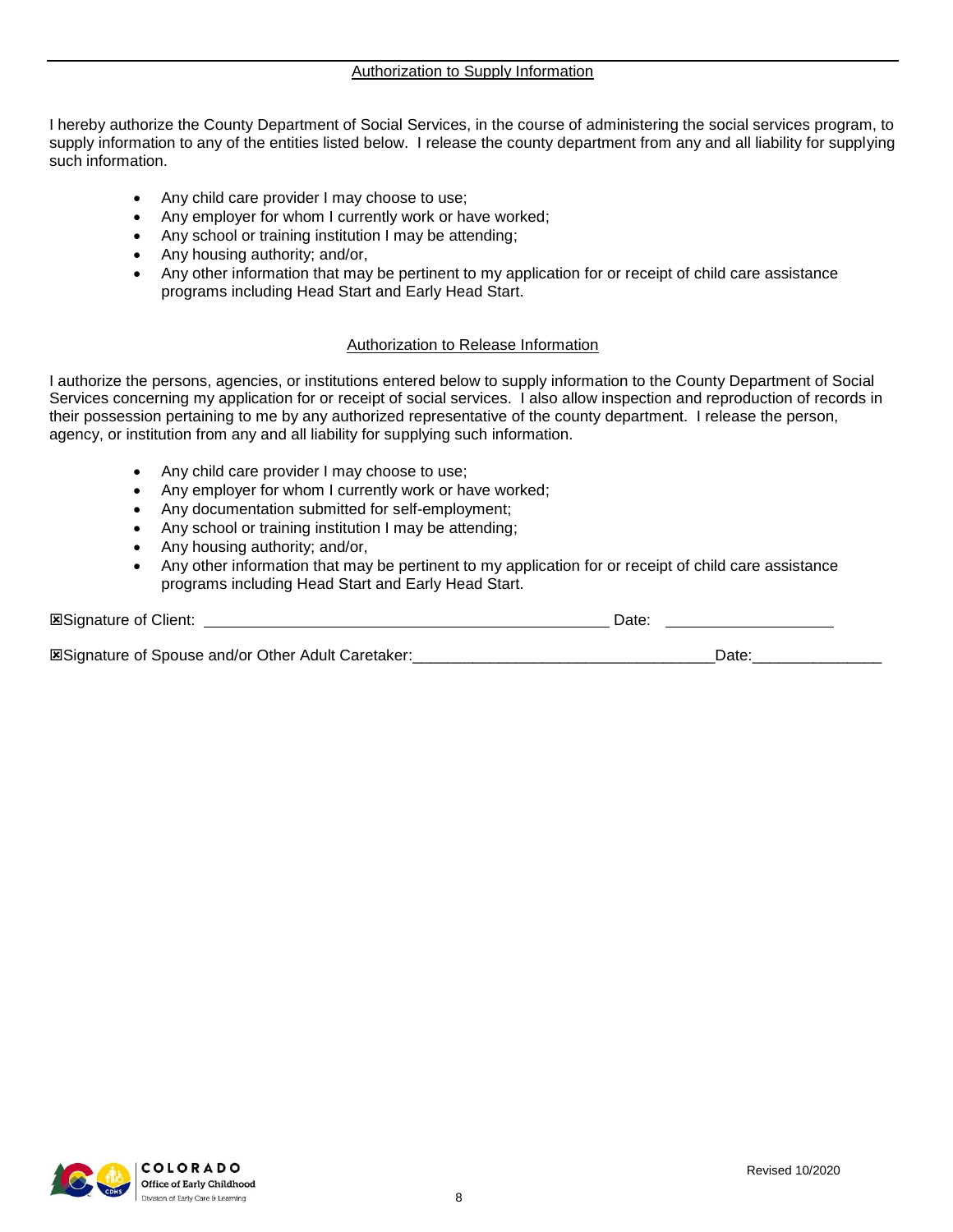## Authorization to Supply Information

I hereby authorize the County Department of Social Services, in the course of administering the social services program, to supply information to any of the entities listed below. I release the county department from any and all liability for supplying such information.

- Any child care provider I may choose to use;
- Any employer for whom I currently work or have worked;
- Any school or training institution I may be attending;
- Any housing authority; and/or,
- Any other information that may be pertinent to my application for or receipt of child care assistance programs including Head Start and Early Head Start.

## Authorization to Release Information

I authorize the persons, agencies, or institutions entered below to supply information to the County Department of Social Services concerning my application for or receipt of social services. I also allow inspection and reproduction of records in their possession pertaining to me by any authorized representative of the county department. I release the person, agency, or institution from any and all liability for supplying such information.

- Any child care provider I may choose to use;
- Any employer for whom I currently work or have worked;
- Any documentation submitted for self-employment;
- Any school or training institution I may be attending;
- Any housing authority; and/or,
- Any other information that may be pertinent to my application for or receipt of child care assistance programs including Head Start and Early Head Start.

☒Signature of Client: ______________________________________________ Date: ____________________

☒Signature of Spouse and/or Other Adult Caretaker:___________________________________Date:_______________

COLORADO Office of Early Childhood Division of Early Care & Learning

Revised 10/2020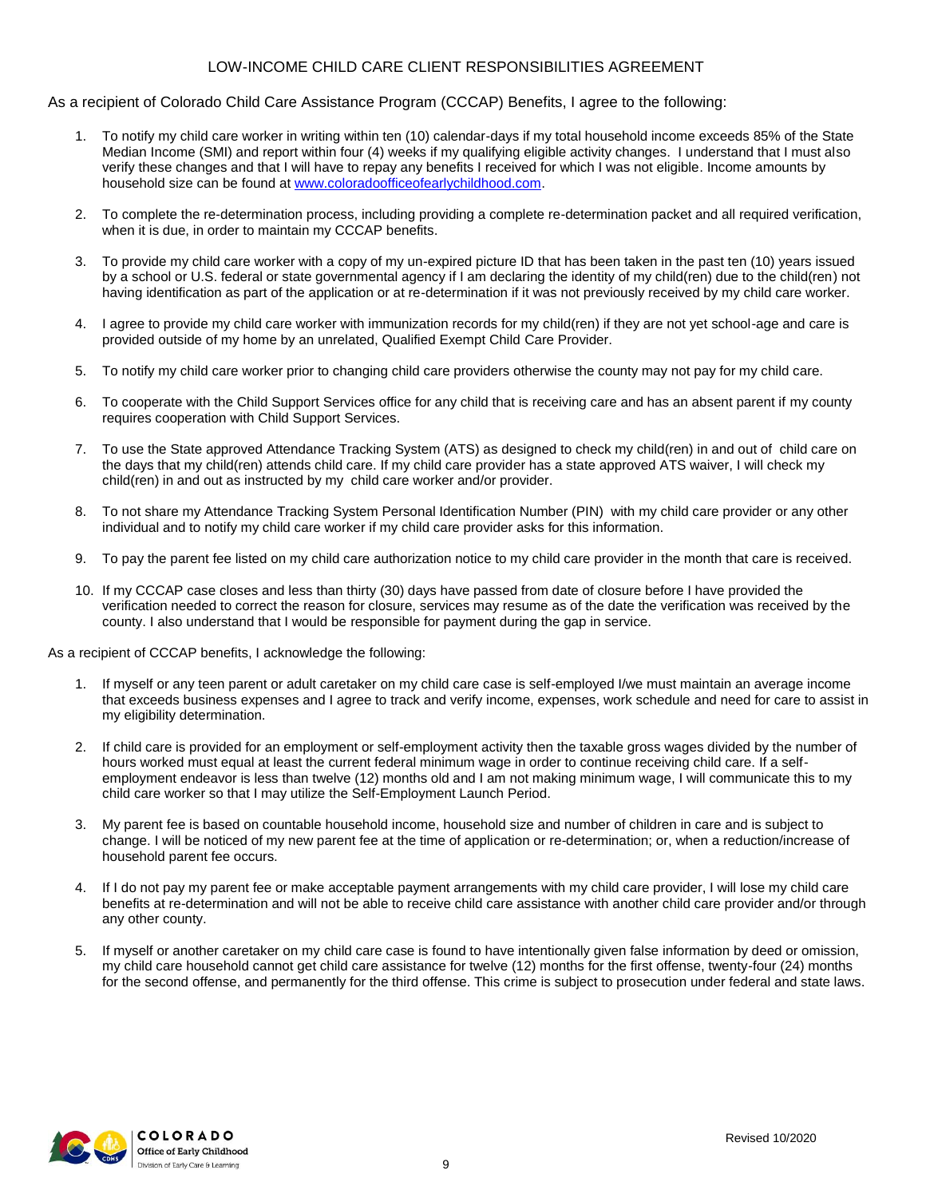# LOW-INCOME CHILD CARE CLIENT RESPONSIBILITIES AGREEMENT

As a recipient of Colorado Child Care Assistance Program (CCCAP) Benefits, I agree to the following:

1. To notify my child care worker in writing within ten (10) calendar-days if my total household income exceeds 85% of the State Median Income (SMI) and report within four (4) weeks if my qualifying eligible activity changes. I understand that I must also verify these changes and that I will have to repay any benefits I received for which I was not eligible. Income amounts by household size can be found at [www.coloradoofficeofearlychildhood.com](www.coloradoofficeofearlychildhood.com).

2. To complete the re-determination process, including providing a complete re-determination packet and all required verification, when it is due, in order to maintain my CCCAP benefits.

3. To provide my child care worker with a copy of my un-expired picture ID that has been taken in the past ten (10) years issued by a school or U.S. federal or state governmental agency if I am declaring the identity of my child(ren) due to the child(ren) not having identification as part of the application or at re-determination if it was not previously received by my child care worker.

4. I agree to provide my child care worker with immunization records for my child(ren) if they are not yet school-age and care is provided outside of my home by an unrelated, Qualified Exempt Child Care Provider.

5. To notify my child care worker prior to changing child care providers otherwise the county may not pay for my child care.

6. To cooperate with the Child Support Services office for any child that is receiving care and has an absent parent if my county requires cooperation with Child Support Services.

7. To use the State approved Attendance Tracking System (ATS) as designed to check my child(ren) in and out of child care on the days that my child(ren) attends child care. If my child care provider has a state approved ATS waiver, I will check my child(ren) in and out as instructed by my child care worker and/or provider.

8. To not share my Attendance Tracking System Personal Identification Number (PIN) with my child care provider or any other individual and to notify my child care worker if my child care provider asks for this information.

9. To pay the parent fee listed on my child care authorization notice to my child care provider in the month that care is received.

10. If my CCCAP case closes and less than thirty (30) days have passed from date of closure before I have provided the verification needed to correct the reason for closure, services may resume as of the date the verification was received by the county. I also understand that I would be responsible for payment during the gap in service.

As a recipient of CCCAP benefits, I acknowledge the following:

1. If myself or any teen parent or adult caretaker on my child care case is self-employed I/we must maintain an average income that exceeds business expenses and I agree to track and verify income, expenses, work schedule and need for care to assist in my eligibility determination.

2. If child care is provided for an employment or self-employment activity then the taxable gross wages divided by the number of hours worked must equal at least the current federal minimum wage in order to continue receiving child care. If a self-employment endeavor is less than twelve (12) months old and I am not making minimum wage, I will communicate this to my child care worker so that I may utilize the Self-Employment Launch Period.

3. My parent fee is based on countable household income, household size and number of children in care and is subject to change. I will be noticed of my new parent fee at the time of application or re-determination; or, when a reduction/increase of household parent fee occurs.

4. If I do not pay my parent fee or make acceptable payment arrangements with my child care provider, I will lose my child care benefits at re-determination and will not be able to receive child care assistance with another child care provider and/or through any other county.

5. If myself or another caretaker on my child care case is found to have intentionally given false information by deed or omission, my child care household cannot get child care assistance for twelve (12) months for the first offense, twenty-four (24) months for the second offense, and permanently for the third offense. This crime is subject to prosecution under federal and state laws.

Revised 10/2020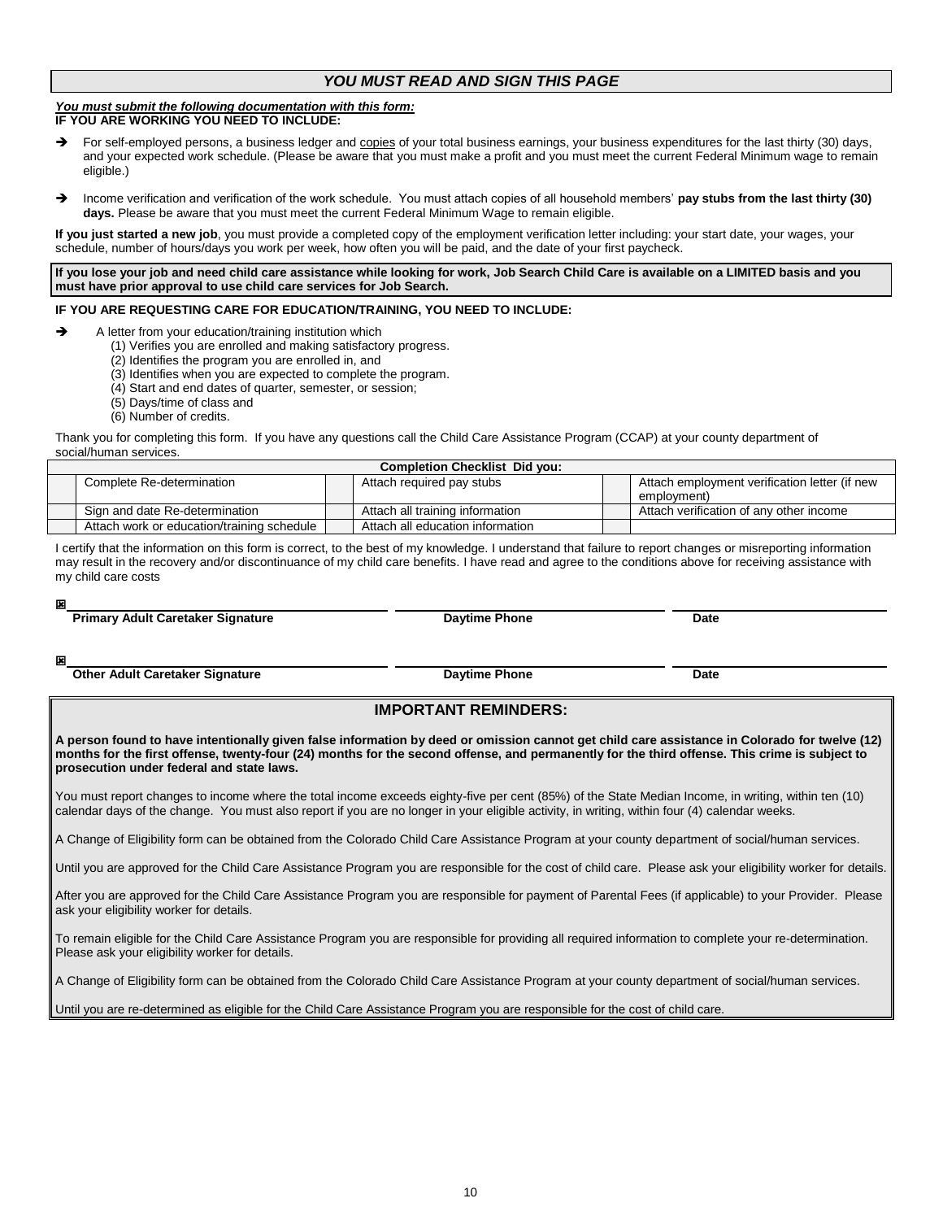## *YOU MUST READ AND SIGN THIS PAGE*

***You must submit the following documentation with this form:***
**IF YOU ARE WORKING YOU NEED TO INCLUDE:**

- ➔ For self-employed persons, a business ledger and copies of your total business earnings, your business expenditures for the last thirty (30) days, and your expected work schedule. (Please be aware that you must make a profit and you must meet the current Federal Minimum wage to remain eligible.)
- ➔ Income verification and verification of the work schedule. You must attach copies of all household members' **pay stubs from the last thirty (30) days.** Please be aware that you must meet the current Federal Minimum Wage to remain eligible.

**If you just started a new job**, you must provide a completed copy of the employment verification letter including: your start date, your wages, your schedule, number of hours/days you work per week, how often you will be paid, and the date of your first paycheck.

**If you lose your job and need child care assistance while looking for work, Job Search Child Care is available on a LIMITED basis and you must have prior approval to use child care services for Job Search.**

**IF YOU ARE REQUESTING CARE FOR EDUCATION/TRAINING, YOU NEED TO INCLUDE:**

- ➔ A letter from your education/training institution which
  - (1) Verifies you are enrolled and making satisfactory progress.
  - (2) Identifies the program you are enrolled in, and
  - (3) Identifies when you are expected to complete the program.
  - (4) Start and end dates of quarter, semester, or session;
  - (5) Days/time of class and
  - (6) Number of credits.

Thank you for completing this form. If you have any questions call the Child Care Assistance Program (CCAP) at your county department of social/human services.

| **Completion Checklist Did you:** | | | | | |
|---|---|---|---|---|---|
| | Complete Re-determination | | Attach required pay stubs | | Attach employment verification letter (if new employment) |
| | Sign and date Re-determination | | Attach all training information | | Attach verification of any other income |
| | Attach work or education/training schedule | | Attach all education information | | |

I certify that the information on this form is correct, to the best of my knowledge. I understand that failure to report changes or misreporting information may result in the recovery and/or discontinuance of my child care benefits. I have read and agree to the conditions above for receiving assistance with my child care costs

☒ ______________________________ ______________________________ ______________________________
**Primary Adult Caretaker Signature** **Daytime Phone** **Date**

☒ ______________________________ ______________________________ ______________________________
**Other Adult Caretaker Signature** **Daytime Phone** **Date**

## IMPORTANT REMINDERS:

**A person found to have intentionally given false information by deed or omission cannot get child care assistance in Colorado for twelve (12) months for the first offense, twenty-four (24) months for the second offense, and permanently for the third offense. This crime is subject to prosecution under federal and state laws.**

You must report changes to income where the total income exceeds eighty-five per cent (85%) of the State Median Income, in writing, within ten (10) calendar days of the change. You must also report if you are no longer in your eligible activity, in writing, within four (4) calendar weeks.

A Change of Eligibility form can be obtained from the Colorado Child Care Assistance Program at your county department of social/human services.

Until you are approved for the Child Care Assistance Program you are responsible for the cost of child care. Please ask your eligibility worker for details.

After you are approved for the Child Care Assistance Program you are responsible for payment of Parental Fees (if applicable) to your Provider. Please ask your eligibility worker for details.

To remain eligible for the Child Care Assistance Program you are responsible for providing all required information to complete your re-determination. Please ask your eligibility worker for details.

A Change of Eligibility form can be obtained from the Colorado Child Care Assistance Program at your county department of social/human services.

Until you are re-determined as eligible for the Child Care Assistance Program you are responsible for the cost of child care.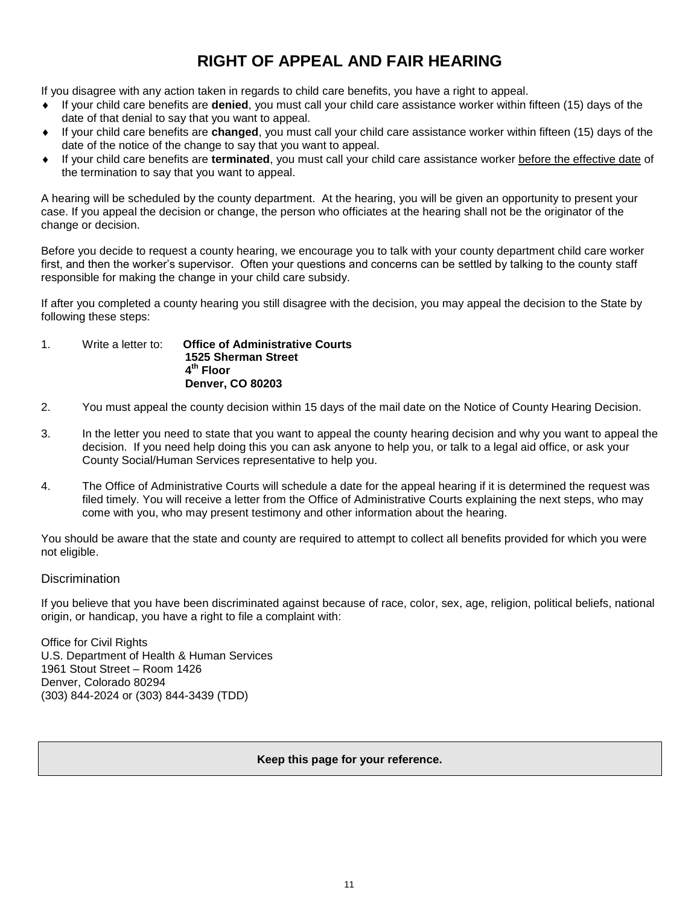# RIGHT OF APPEAL AND FAIR HEARING

If you disagree with any action taken in regards to child care benefits, you have a right to appeal.

- If your child care benefits are **denied**, you must call your child care assistance worker within fifteen (15) days of the date of that denial to say that you want to appeal.
- If your child care benefits are **changed**, you must call your child care assistance worker within fifteen (15) days of the date of the notice of the change to say that you want to appeal.
- If your child care benefits are **terminated**, you must call your child care assistance worker <u>before the effective date</u> of the termination to say that you want to appeal.

A hearing will be scheduled by the county department. At the hearing, you will be given an opportunity to present your case. If you appeal the decision or change, the person who officiates at the hearing shall not be the originator of the change or decision.

Before you decide to request a county hearing, we encourage you to talk with your county department child care worker first, and then the worker's supervisor. Often your questions and concerns can be settled by talking to the county staff responsible for making the change in your child care subsidy.

If after you completed a county hearing you still disagree with the decision, you may appeal the decision to the State by following these steps:

1. Write a letter to: **Office of Administrative Courts**
   **1525 Sherman Street**
   **4th Floor**
   **Denver, CO 80203**

2. You must appeal the county decision within 15 days of the mail date on the Notice of County Hearing Decision.

3. In the letter you need to state that you want to appeal the county hearing decision and why you want to appeal the decision. If you need help doing this you can ask anyone to help you, or talk to a legal aid office, or ask your County Social/Human Services representative to help you.

4. The Office of Administrative Courts will schedule a date for the appeal hearing if it is determined the request was filed timely. You will receive a letter from the Office of Administrative Courts explaining the next steps, who may come with you, who may present testimony and other information about the hearing.

You should be aware that the state and county are required to attempt to collect all benefits provided for which you were not eligible.

## Discrimination

If you believe that you have been discriminated against because of race, color, sex, age, religion, political beliefs, national origin, or handicap, you have a right to file a complaint with:

Office for Civil Rights
U.S. Department of Health & Human Services
1961 Stout Street – Room 1426
Denver, Colorado 80294
(303) 844-2024 or (303) 844-3439 (TDD)

**Keep this page for your reference.**